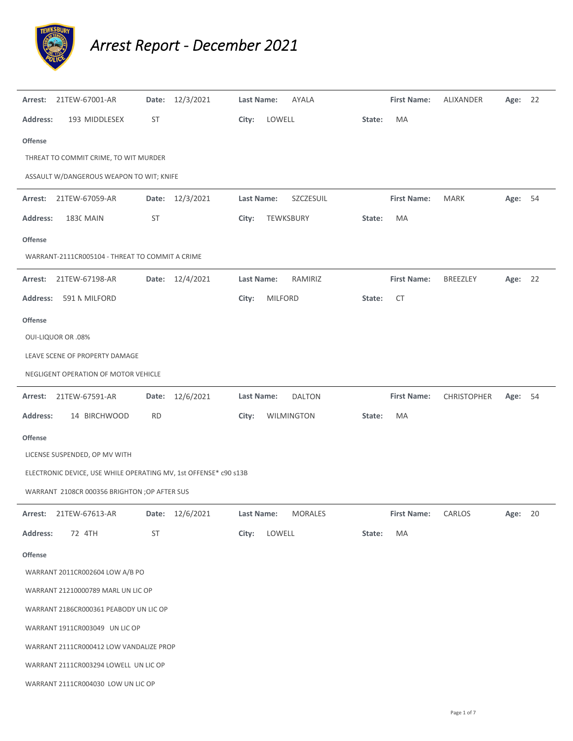# Arrest Report - December 2021

**Arrest:** 21TEW-67001-AR **Date:** 12/3/2021 **Last Name:** AYALA **First Name:** ALIXANDER **Age:** 22

**Address:** 193 MIDDLESEX ST **City:** LOWELL **State:** MA

**Offense**

THREAT TO COMMIT CRIME, TO WIT MURDER

ASSAULT W/DANGEROUS WEAPON TO WIT; KNIFE

---

**Arrest:** 21TEW-67059-AR **Date:** 12/3/2021 **Last Name:** SZCZESUIL **First Name:** MARK **Age:** 54

**Address:** 183( MAIN ST **City:** TEWKSBURY **State:** MA

**Offense**

WARRANT-2111CR005104 - THREAT TO COMMIT A CRIME

---

**Arrest:** 21TEW-67198-AR **Date:** 12/4/2021 **Last Name:** RAMIRIZ **First Name:** BREEZLEY **Age:** 22

**Address:** 591 N MILFORD **City:** MILFORD **State:** CT

**Offense**

OUI-LIQUOR OR .08%

LEAVE SCENE OF PROPERTY DAMAGE

NEGLIGENT OPERATION OF MOTOR VEHICLE

---

**Arrest:** 21TEW-67591-AR **Date:** 12/6/2021 **Last Name:** DALTON **First Name:** CHRISTOPHER **Age:** 54

**Address:** 14 BIRCHWOOD RD **City:** WILMINGTON **State:** MA

**Offense**

LICENSE SUSPENDED, OP MV WITH

ELECTRONIC DEVICE, USE WHILE OPERATING MV, 1st OFFENSE* c90 s13B

WARRANT 2108CR 000356 BRIGHTON ;OP AFTER SUS

---

**Arrest:** 21TEW-67613-AR **Date:** 12/6/2021 **Last Name:** MORALES **First Name:** CARLOS **Age:** 20

**Address:** 72 4TH ST **City:** LOWELL **State:** MA

**Offense**

WARRANT 2011CR002604 LOW A/B PO

WARRANT 21210000789 MARL UN LIC OP

WARRANT 2186CR000361 PEABODY UN LIC OP

WARRANT 1911CR003049 UN LIC OP

WARRANT 2111CR000412 LOW VANDALIZE PROP

WARRANT 2111CR003294 LOWELL UN LIC OP

WARRANT 2111CR004030 LOW UN LIC OP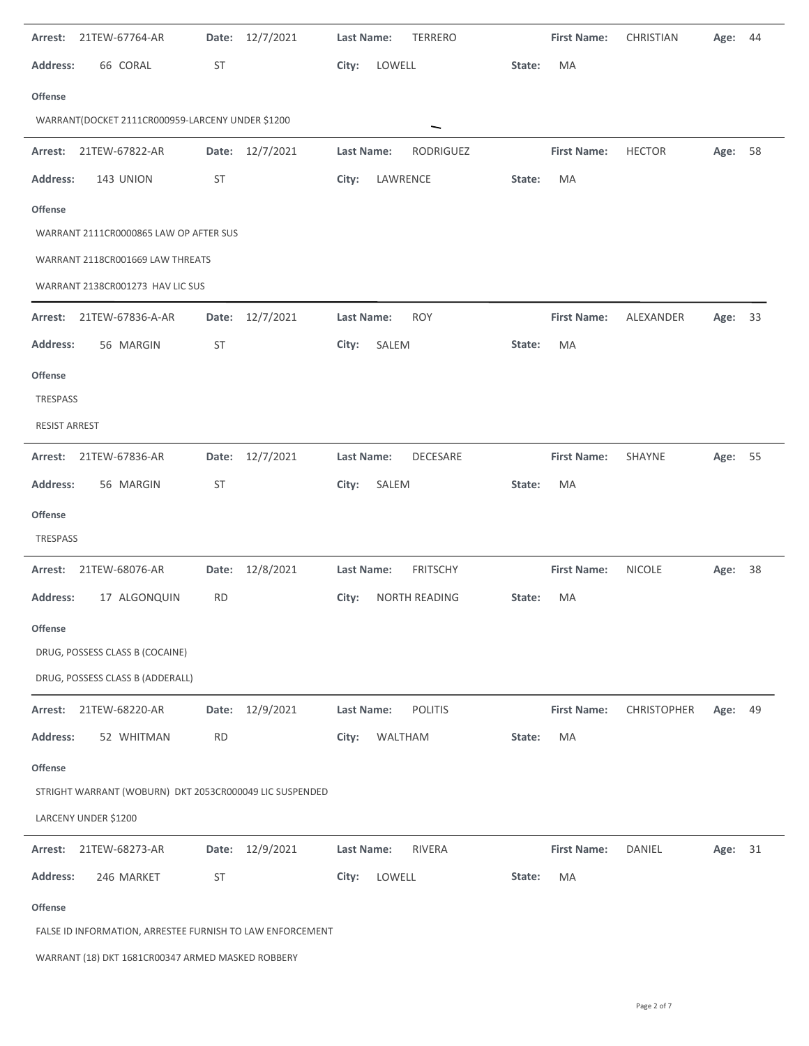**Arrest:** 21TEW-67764-AR **Date:** 12/7/2021 **Last Name:** TERRERO **First Name:** CHRISTIAN **Age:** 44

**Address:** 66 CORAL ST **City:** LOWELL **State:** MA

**Offense**

WARRANT(DOCKET 2111CR000959-LARCENY UNDER $1200

---

**Arrest:** 21TEW-67822-AR **Date:** 12/7/2021 **Last Name:** RODRIGUEZ **First Name:** HECTOR **Age:** 58

**Address:** 143 UNION ST **City:** LAWRENCE **State:** MA

**Offense**

WARRANT 2111CR0000865 LAW OP AFTER SUS

WARRANT 2118CR001669 LAW THREATS

WARRANT 2138CR001273 HAV LIC SUS

---

**Arrest:** 21TEW-67836-A-AR **Date:** 12/7/2021 **Last Name:** ROY **First Name:** ALEXANDER **Age:** 33

**Address:** 56 MARGIN ST **City:** SALEM **State:** MA

**Offense**

TRESPASS

RESIST ARREST

---

**Arrest:** 21TEW-67836-AR **Date:** 12/7/2021 **Last Name:** DECESARE **First Name:** SHAYNE **Age:** 55

**Address:** 56 MARGIN ST **City:** SALEM **State:** MA

**Offense**

TRESPASS

---

**Arrest:** 21TEW-68076-AR **Date:** 12/8/2021 **Last Name:** FRITSCHY **First Name:** NICOLE **Age:** 38

**Address:** 17 ALGONQUIN RD **City:** NORTH READING **State:** MA

**Offense**

DRUG, POSSESS CLASS B (COCAINE)

DRUG, POSSESS CLASS B (ADDERALL)

---

**Arrest:** 21TEW-68220-AR **Date:** 12/9/2021 **Last Name:** POLITIS **First Name:** CHRISTOPHER **Age:** 49

**Address:** 52 WHITMAN RD **City:** WALTHAM **State:** MA

**Offense**

STRIGHT WARRANT (WOBURN) DKT 2053CR000049 LIC SUSPENDED

LARCENY UNDER $1200

---

**Arrest:** 21TEW-68273-AR **Date:** 12/9/2021 **Last Name:** RIVERA **First Name:** DANIEL **Age:** 31

**Address:** 246 MARKET ST **City:** LOWELL **State:** MA

**Offense**

FALSE ID INFORMATION, ARRESTEE FURNISH TO LAW ENFORCEMENT

WARRANT (18) DKT 1681CR00347 ARMED MASKED ROBBERY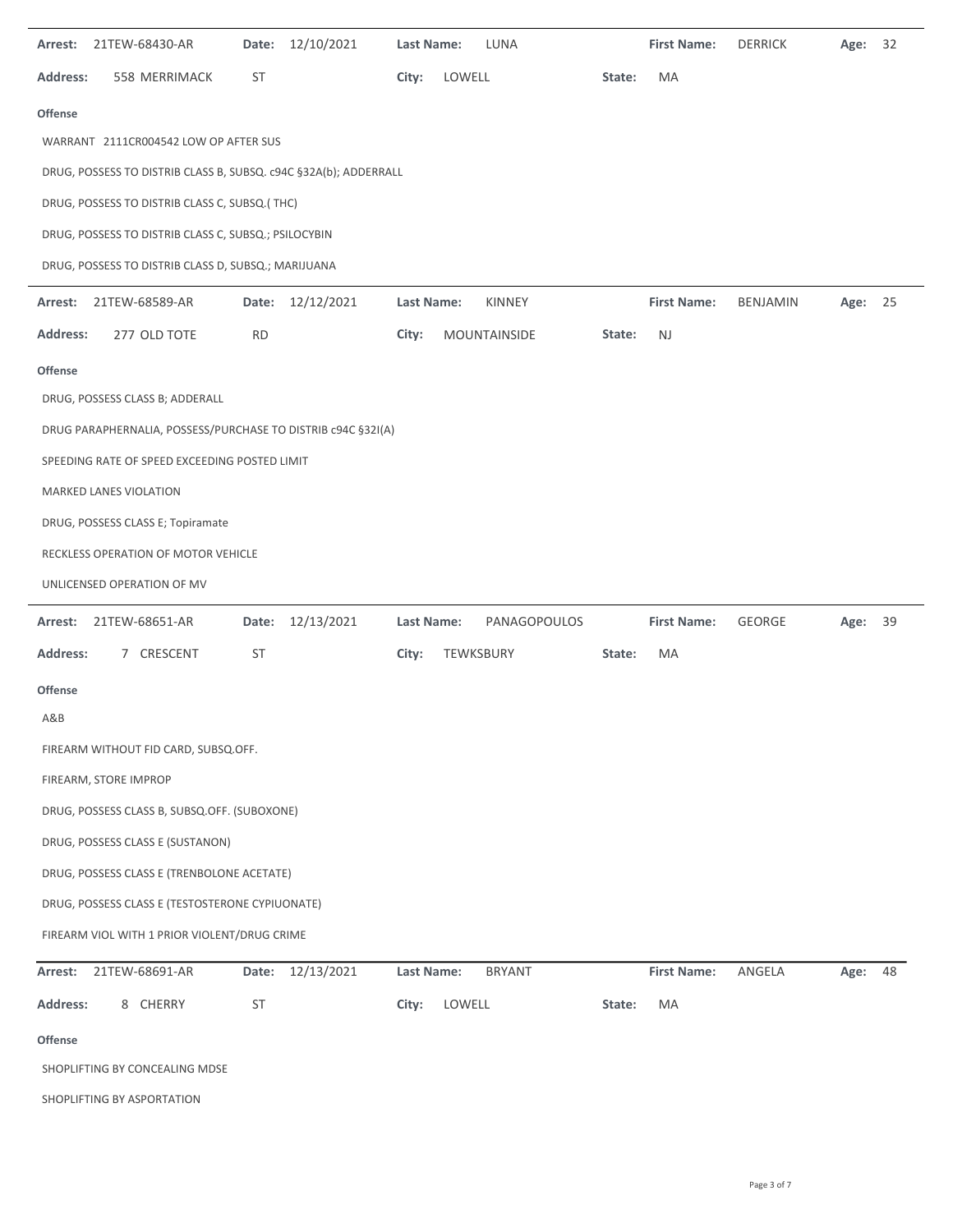**Arrest:** 21TEW-68430-AR **Date:** 12/10/2021 **Last Name:** LUNA **First Name:** DERRICK **Age:** 32

**Address:** 558 MERRIMACK ST **City:** LOWELL **State:** MA

**Offense**

WARRANT 2111CR004542 LOW OP AFTER SUS

DRUG, POSSESS TO DISTRIB CLASS B, SUBSQ. c94C §32A(b); ADDERRALL

DRUG, POSSESS TO DISTRIB CLASS C, SUBSQ.( THC)

DRUG, POSSESS TO DISTRIB CLASS C, SUBSQ.; PSILOCYBIN

DRUG, POSSESS TO DISTRIB CLASS D, SUBSQ.; MARIJUANA

---

**Arrest:** 21TEW-68589-AR **Date:** 12/12/2021 **Last Name:** KINNEY **First Name:** BENJAMIN **Age:** 25

**Address:** 277 OLD TOTE RD **City:** MOUNTAINSIDE **State:** NJ

**Offense**

DRUG, POSSESS CLASS B; ADDERALL

DRUG PARAPHERNALIA, POSSESS/PURCHASE TO DISTRIB c94C §32I(A)

SPEEDING RATE OF SPEED EXCEEDING POSTED LIMIT

MARKED LANES VIOLATION

DRUG, POSSESS CLASS E; Topiramate

RECKLESS OPERATION OF MOTOR VEHICLE

UNLICENSED OPERATION OF MV

---

**Arrest:** 21TEW-68651-AR **Date:** 12/13/2021 **Last Name:** PANAGOPOULOS **First Name:** GEORGE **Age:** 39

**Address:** 7 CRESCENT ST **City:** TEWKSBURY **State:** MA

**Offense**

A&B

FIREARM WITHOUT FID CARD, SUBSQ.OFF.

FIREARM, STORE IMPROP

DRUG, POSSESS CLASS B, SUBSQ.OFF. (SUBOXONE)

DRUG, POSSESS CLASS E (SUSTANON)

DRUG, POSSESS CLASS E (TRENBOLONE ACETATE)

DRUG, POSSESS CLASS E (TESTOSTERONE CYPIUONATE)

FIREARM VIOL WITH 1 PRIOR VIOLENT/DRUG CRIME

---

**Arrest:** 21TEW-68691-AR **Date:** 12/13/2021 **Last Name:** BRYANT **First Name:** ANGELA **Age:** 48

**Address:** 8 CHERRY ST **City:** LOWELL **State:** MA

**Offense**

SHOPLIFTING BY CONCEALING MDSE

SHOPLIFTING BY ASPORTATION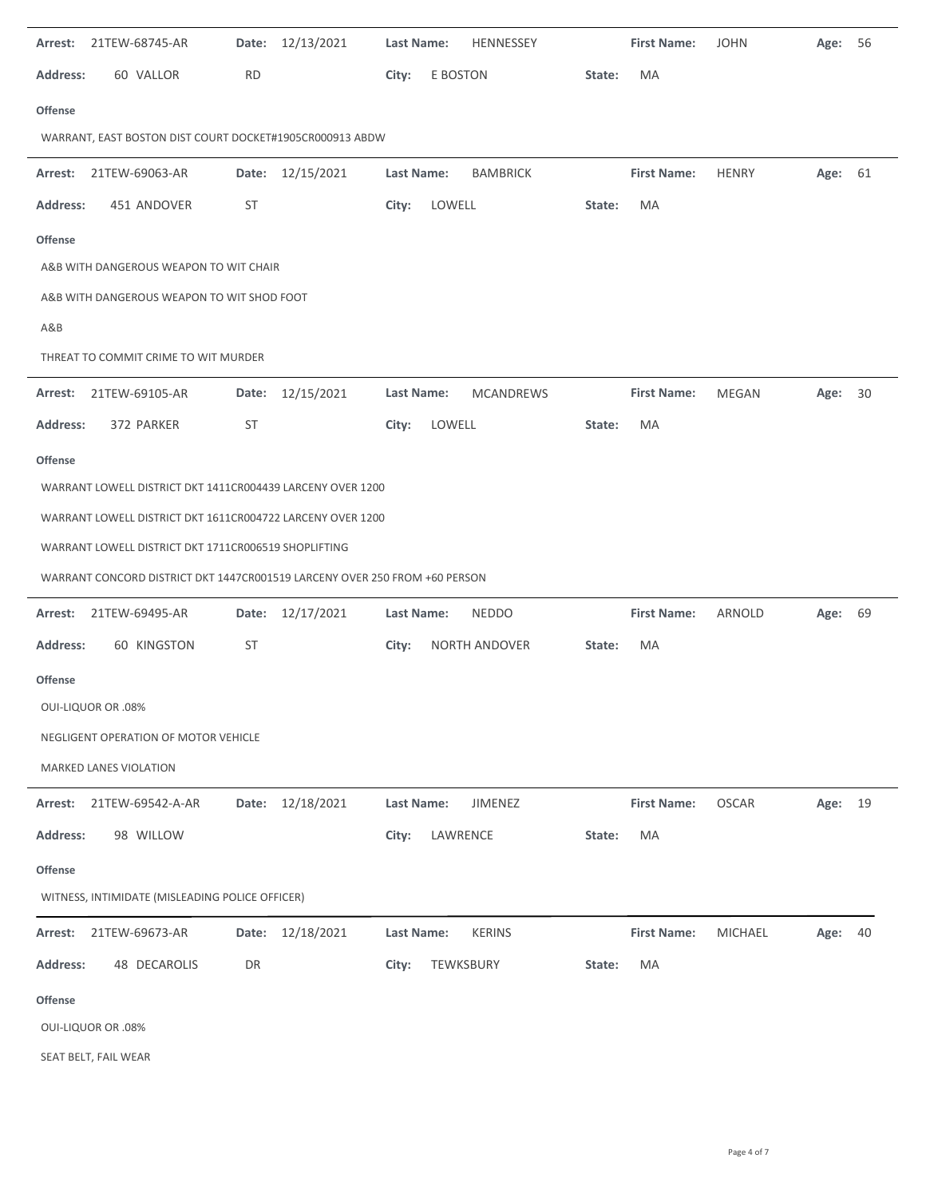**Arrest:** 21TEW-68745-AR **Date:** 12/13/2021 **Last Name:** HENNESSEY **First Name:** JOHN **Age:** 56

**Address:** 60 VALLOR RD **City:** E BOSTON **State:** MA

**Offense**

WARRANT, EAST BOSTON DIST COURT DOCKET#1905CR000913 ABDW

---

**Arrest:** 21TEW-69063-AR **Date:** 12/15/2021 **Last Name:** BAMBRICK **First Name:** HENRY **Age:** 61

**Address:** 451 ANDOVER ST **City:** LOWELL **State:** MA

**Offense**

A&B WITH DANGEROUS WEAPON TO WIT CHAIR

A&B WITH DANGEROUS WEAPON TO WIT SHOD FOOT

A&B

THREAT TO COMMIT CRIME TO WIT MURDER

---

**Arrest:** 21TEW-69105-AR **Date:** 12/15/2021 **Last Name:** MCANDREWS **First Name:** MEGAN **Age:** 30

**Address:** 372 PARKER ST **City:** LOWELL **State:** MA

**Offense**

WARRANT LOWELL DISTRICT DKT 1411CR004439 LARCENY OVER 1200

WARRANT LOWELL DISTRICT DKT 1611CR004722 LARCENY OVER 1200

WARRANT LOWELL DISTRICT DKT 1711CR006519 SHOPLIFTING

WARRANT CONCORD DISTRICT DKT 1447CR001519 LARCENY OVER 250 FROM +60 PERSON

---

**Arrest:** 21TEW-69495-AR **Date:** 12/17/2021 **Last Name:** NEDDO **First Name:** ARNOLD **Age:** 69

**Address:** 60 KINGSTON ST **City:** NORTH ANDOVER **State:** MA

**Offense**

OUI-LIQUOR OR .08%

NEGLIGENT OPERATION OF MOTOR VEHICLE

MARKED LANES VIOLATION

---

**Arrest:** 21TEW-69542-A-AR **Date:** 12/18/2021 **Last Name:** JIMENEZ **First Name:** OSCAR **Age:** 19

**Address:** 98 WILLOW **City:** LAWRENCE **State:** MA

**Offense**

WITNESS, INTIMIDATE (MISLEADING POLICE OFFICER)

---

**Arrest:** 21TEW-69673-AR **Date:** 12/18/2021 **Last Name:** KERINS **First Name:** MICHAEL **Age:** 40

**Address:** 48 DECAROLIS DR **City:** TEWKSBURY **State:** MA

**Offense**

OUI-LIQUOR OR .08%

SEAT BELT, FAIL WEAR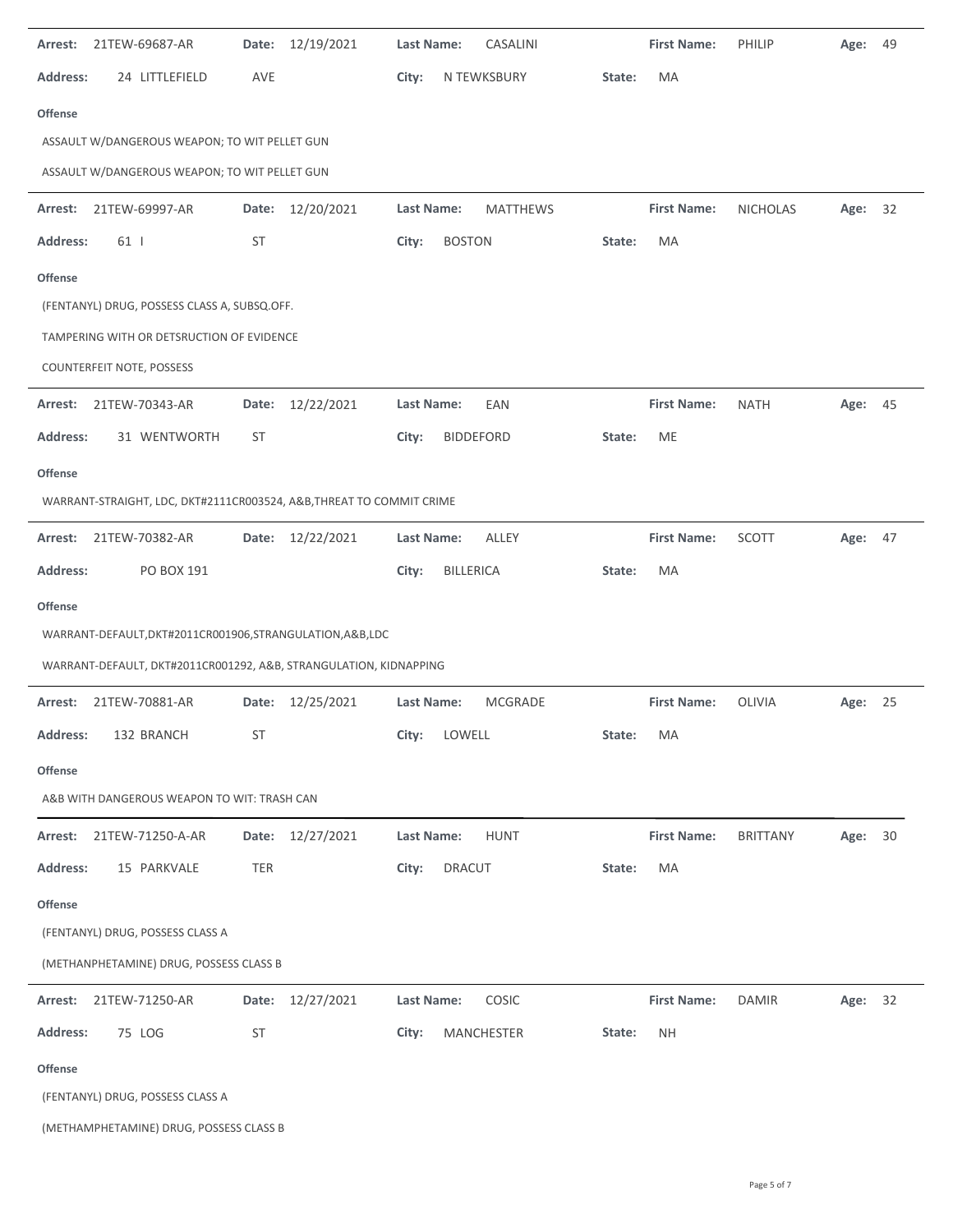**Arrest:** 21TEW-69687-AR **Date:** 12/19/2021 **Last Name:** CASALINI **First Name:** PHILIP **Age:** 49

**Address:** 24 LITTLEFIELD AVE **City:** N TEWKSBURY **State:** MA

**Offense**

ASSAULT W/DANGEROUS WEAPON; TO WIT PELLET GUN

ASSAULT W/DANGEROUS WEAPON; TO WIT PELLET GUN

---

**Arrest:** 21TEW-69997-AR **Date:** 12/20/2021 **Last Name:** MATTHEWS **First Name:** NICHOLAS **Age:** 32

**Address:** 61 I ST **City:** BOSTON **State:** MA

**Offense**

(FENTANYL) DRUG, POSSESS CLASS A, SUBSQ.OFF.

TAMPERING WITH OR DETSRUCTION OF EVIDENCE

COUNTERFEIT NOTE, POSSESS

---

**Arrest:** 21TEW-70343-AR **Date:** 12/22/2021 **Last Name:** EAN **First Name:** NATH **Age:** 45

**Address:** 31 WENTWORTH ST **City:** BIDDEFORD **State:** ME

**Offense**

WARRANT-STRAIGHT, LDC, DKT#2111CR003524, A&B,THREAT TO COMMIT CRIME

---

**Arrest:** 21TEW-70382-AR **Date:** 12/22/2021 **Last Name:** ALLEY **First Name:** SCOTT **Age:** 47

**Address:** PO BOX 191 **City:** BILLERICA **State:** MA

**Offense**

WARRANT-DEFAULT,DKT#2011CR001906,STRANGULATION,A&B,LDC

WARRANT-DEFAULT, DKT#2011CR001292, A&B, STRANGULATION, KIDNAPPING

---

**Arrest:** 21TEW-70881-AR **Date:** 12/25/2021 **Last Name:** MCGRADE **First Name:** OLIVIA **Age:** 25

**Address:** 132 BRANCH ST **City:** LOWELL **State:** MA

**Offense**

A&B WITH DANGEROUS WEAPON TO WIT: TRASH CAN

---

**Arrest:** 21TEW-71250-A-AR **Date:** 12/27/2021 **Last Name:** HUNT **First Name:** BRITTANY **Age:** 30

**Address:** 15 PARKVALE TER **City:** DRACUT **State:** MA

**Offense**

(FENTANYL) DRUG, POSSESS CLASS A

(METHANPHETAMINE) DRUG, POSSESS CLASS B

---

**Arrest:** 21TEW-71250-AR **Date:** 12/27/2021 **Last Name:** COSIC **First Name:** DAMIR **Age:** 32

**Address:** 75 LOG ST **City:** MANCHESTER **State:** NH

**Offense**

(FENTANYL) DRUG, POSSESS CLASS A

(METHAMPHETAMINE) DRUG, POSSESS CLASS B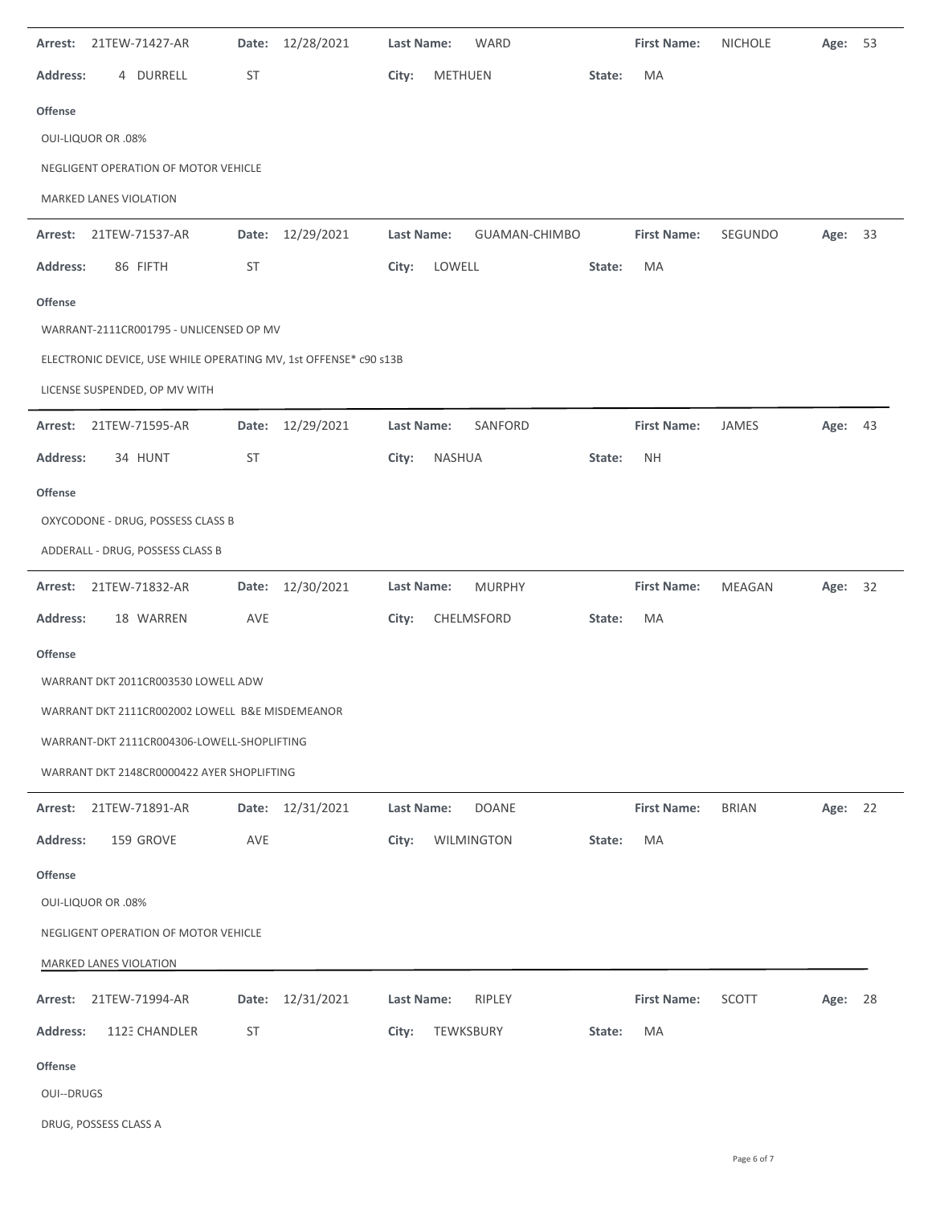**Arrest:** 21TEW-71427-AR **Date:** 12/28/2021 **Last Name:** WARD **First Name:** NICHOLE **Age:** 53

**Address:** 4 DURRELL ST **City:** METHUEN **State:** MA

**Offense**

OUI-LIQUOR OR .08%

NEGLIGENT OPERATION OF MOTOR VEHICLE

MARKED LANES VIOLATION

---

**Arrest:** 21TEW-71537-AR **Date:** 12/29/2021 **Last Name:** GUAMAN-CHIMBO **First Name:** SEGUNDO **Age:** 33

**Address:** 86 FIFTH ST **City:** LOWELL **State:** MA

**Offense**

WARRANT-2111CR001795 - UNLICENSED OP MV

ELECTRONIC DEVICE, USE WHILE OPERATING MV, 1st OFFENSE* c90 s13B

LICENSE SUSPENDED, OP MV WITH

---

**Arrest:** 21TEW-71595-AR **Date:** 12/29/2021 **Last Name:** SANFORD **First Name:** JAMES **Age:** 43

**Address:** 34 HUNT ST **City:** NASHUA **State:** NH

**Offense**

OXYCODONE - DRUG, POSSESS CLASS B

ADDERALL - DRUG, POSSESS CLASS B

---

**Arrest:** 21TEW-71832-AR **Date:** 12/30/2021 **Last Name:** MURPHY **First Name:** MEAGAN **Age:** 32

**Address:** 18 WARREN AVE **City:** CHELMSFORD **State:** MA

**Offense**

WARRANT DKT 2011CR003530 LOWELL ADW

WARRANT DKT 2111CR002002 LOWELL B&E MISDEMEANOR

WARRANT-DKT 2111CR004306-LOWELL-SHOPLIFTING

WARRANT DKT 2148CR0000422 AYER SHOPLIFTING

---

**Arrest:** 21TEW-71891-AR **Date:** 12/31/2021 **Last Name:** DOANE **First Name:** BRIAN **Age:** 22

**Address:** 159 GROVE AVE **City:** WILMINGTON **State:** MA

**Offense**

OUI-LIQUOR OR .08%

NEGLIGENT OPERATION OF MOTOR VEHICLE

MARKED LANES VIOLATION

---

**Arrest:** 21TEW-71994-AR **Date:** 12/31/2021 **Last Name:** RIPLEY **First Name:** SCOTT **Age:** 28

**Address:** 1123 CHANDLER ST **City:** TEWKSBURY **State:** MA

**Offense**

OUI--DRUGS

DRUG, POSSESS CLASS A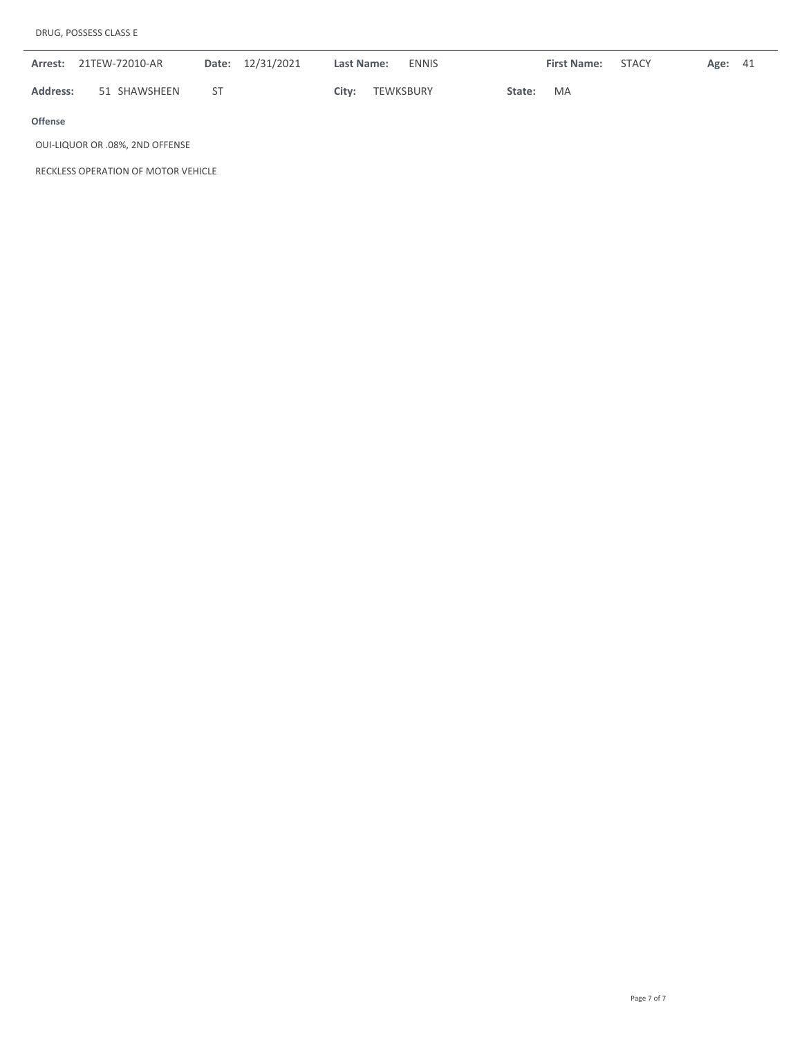DRUG, POSSESS CLASS E

| | | | | | | | | | | | |
|---|---|---|---|---|---|---|---|---|---|---|---|
| **Arrest:** | 21TEW-72010-AR | **Date:** | 12/31/2021 | **Last Name:** | ENNIS | | **First Name:** | STACY | | **Age:** | 41 |
| **Address:** | 51 SHAWSHEEN | ST | | **City:** | TEWKSBURY | **State:** | MA | | | | |

**Offense**

OUI-LIQUOR OR .08%, 2ND OFFENSE

RECKLESS OPERATION OF MOTOR VEHICLE